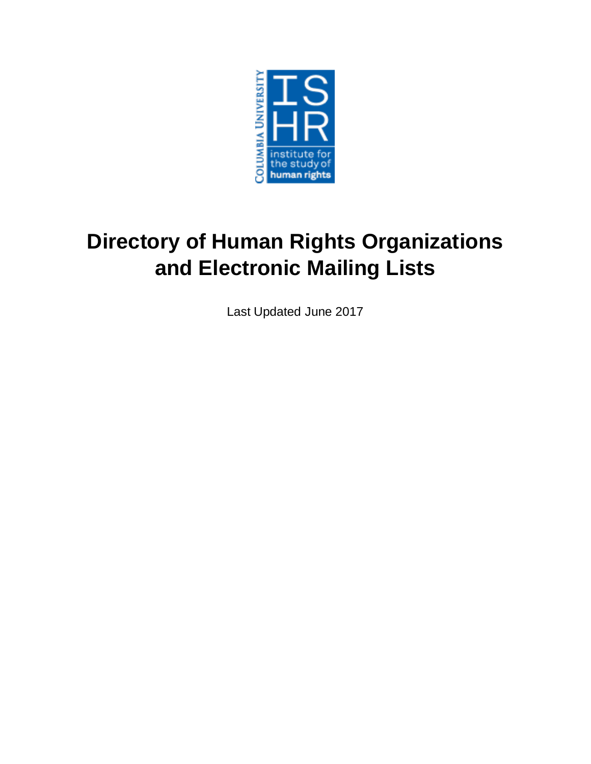# Directory of Human Rights Organizations and Electronic Mailing Lists

Last Updated June 2017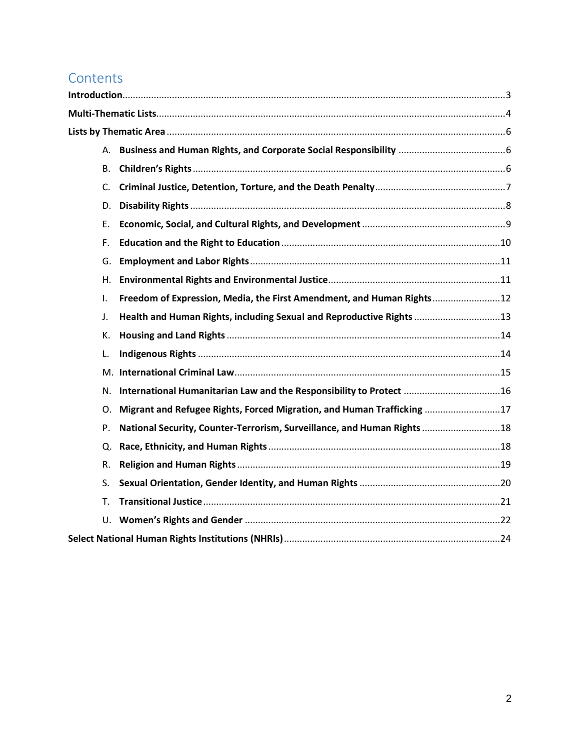# Contents

**Introduction** ... 3

**Multi-Thematic Lists** ... 4

**Lists by Thematic Area** ... 6

- A. **Business and Human Rights, and Corporate Social Responsibility** ... 6
- B. **Children's Rights** ... 6
- C. **Criminal Justice, Detention, Torture, and the Death Penalty** ... 7
- D. **Disability Rights** ... 8
- E. **Economic, Social, and Cultural Rights, and Development** ... 9
- F. **Education and the Right to Education** ... 10
- G. **Employment and Labor Rights** ... 11
- H. **Environmental Rights and Environmental Justice** ... 11
- I. **Freedom of Expression, Media, the First Amendment, and Human Rights** ... 12
- J. **Health and Human Rights, including Sexual and Reproductive Rights** ... 13
- K. **Housing and Land Rights** ... 14
- L. **Indigenous Rights** ... 14
- M. **International Criminal Law** ... 15
- N. **International Humanitarian Law and the Responsibility to Protect** ... 16
- O. **Migrant and Refugee Rights, Forced Migration, and Human Trafficking** ... 17
- P. **National Security, Counter-Terrorism, Surveillance, and Human Rights** ... 18
- Q. **Race, Ethnicity, and Human Rights** ... 18
- R. **Religion and Human Rights** ... 19
- S. **Sexual Orientation, Gender Identity, and Human Rights** ... 20
- T. **Transitional Justice** ... 21
- U. **Women's Rights and Gender** ... 22

**Select National Human Rights Institutions (NHRIs)** ... 24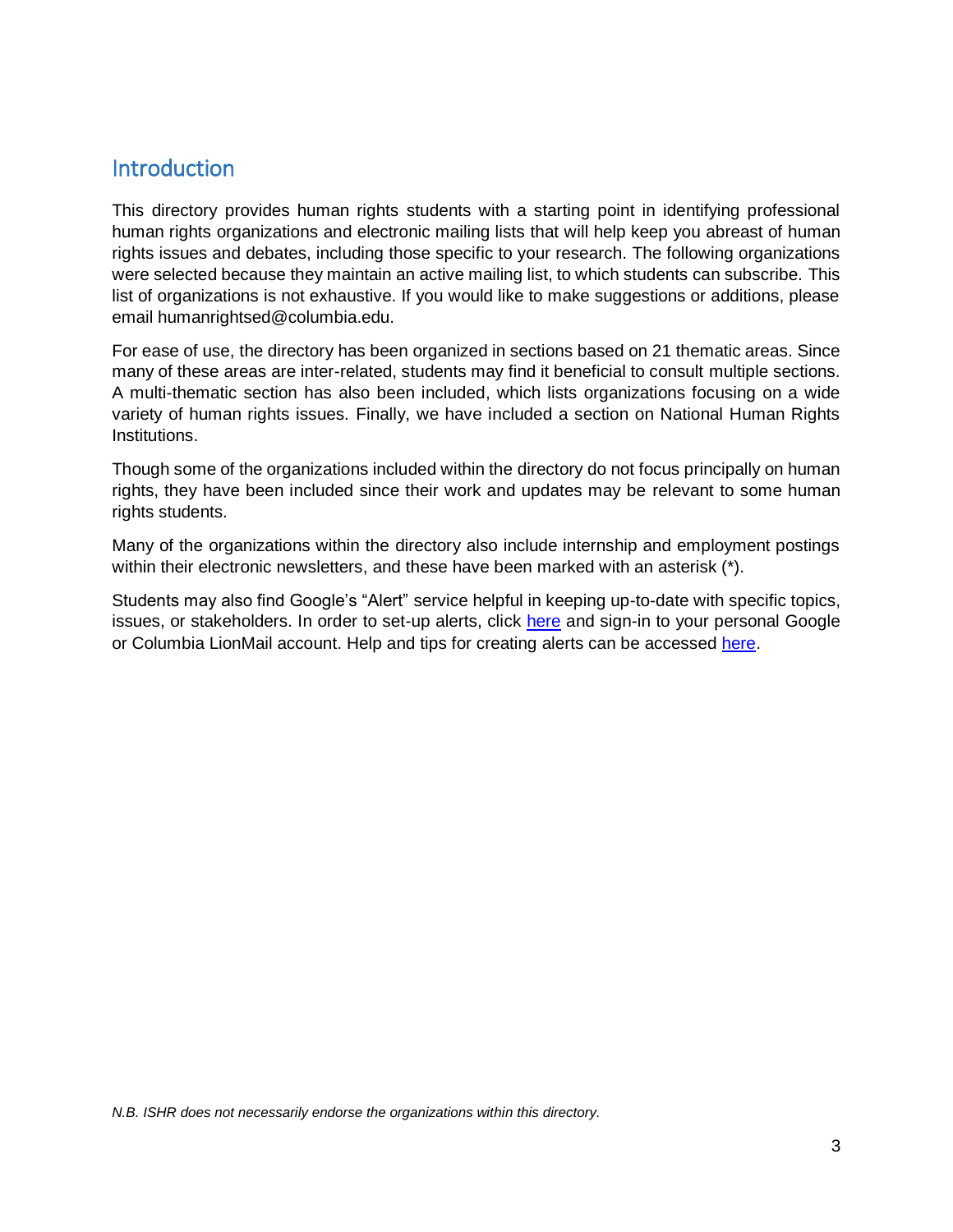## Introduction

This directory provides human rights students with a starting point in identifying professional human rights organizations and electronic mailing lists that will help keep you abreast of human rights issues and debates, including those specific to your research. The following organizations were selected because they maintain an active mailing list, to which students can subscribe. This list of organizations is not exhaustive. If you would like to make suggestions or additions, please email humanrightsed@columbia.edu.

For ease of use, the directory has been organized in sections based on 21 thematic areas. Since many of these areas are inter-related, students may find it beneficial to consult multiple sections. A multi-thematic section has also been included, which lists organizations focusing on a wide variety of human rights issues. Finally, we have included a section on National Human Rights Institutions.

Though some of the organizations included within the directory do not focus principally on human rights, they have been included since their work and updates may be relevant to some human rights students.

Many of the organizations within the directory also include internship and employment postings within their electronic newsletters, and these have been marked with an asterisk (*).

Students may also find Google's "Alert" service helpful in keeping up-to-date with specific topics, issues, or stakeholders. In order to set-up alerts, click here and sign-in to your personal Google or Columbia LionMail account. Help and tips for creating alerts can be accessed here.

*N.B. ISHR does not necessarily endorse the organizations within this directory.*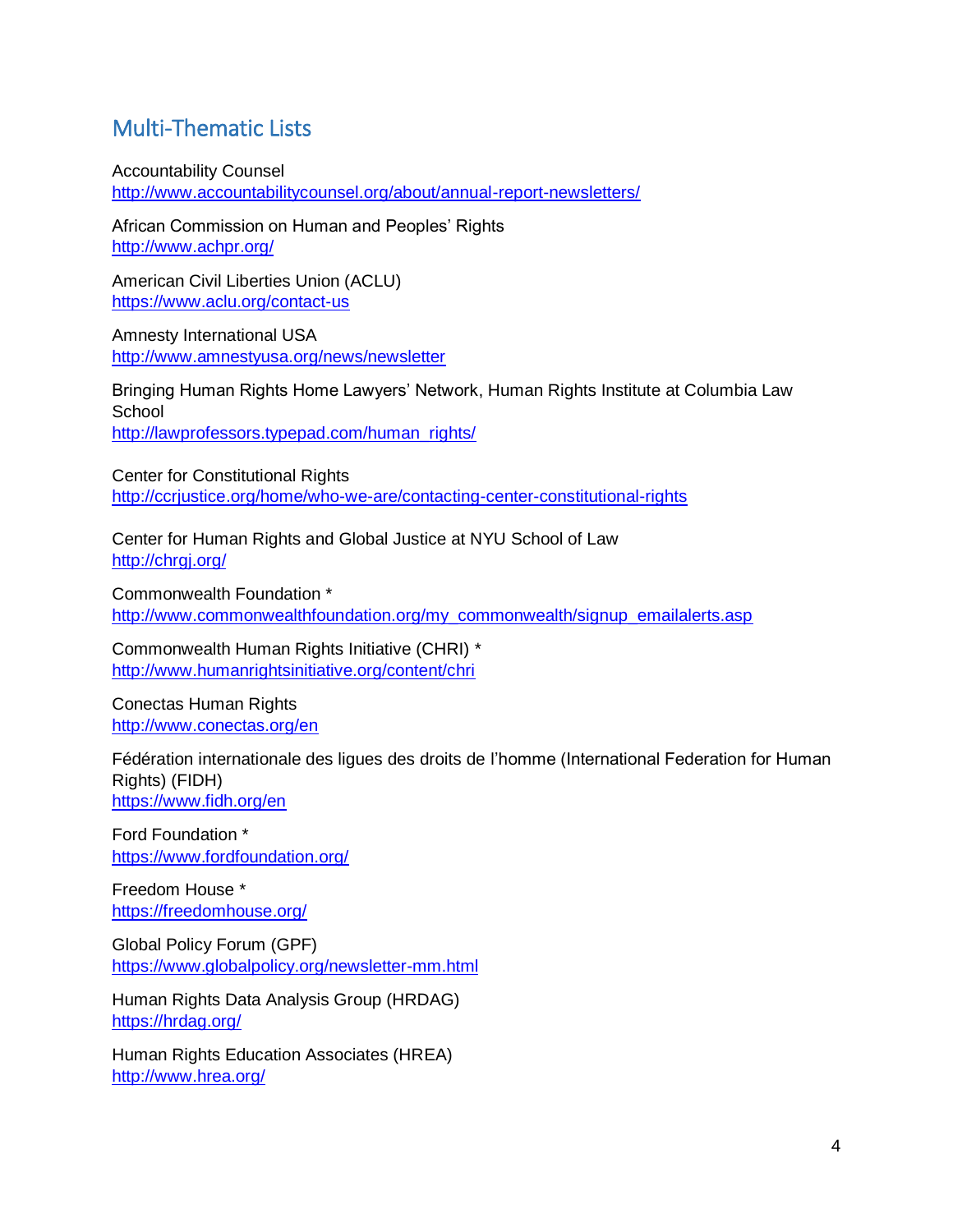## Multi-Thematic Lists

Accountability Counsel
http://www.accountabilitycounsel.org/about/annual-report-newsletters/

African Commission on Human and Peoples' Rights
http://www.achpr.org/

American Civil Liberties Union (ACLU)
https://www.aclu.org/contact-us

Amnesty International USA
http://www.amnestyusa.org/news/newsletter

Bringing Human Rights Home Lawyers' Network, Human Rights Institute at Columbia Law School
http://lawprofessors.typepad.com/human_rights/

Center for Constitutional Rights
http://ccrjustice.org/home/who-we-are/contacting-center-constitutional-rights

Center for Human Rights and Global Justice at NYU School of Law
http://chrgj.org/

Commonwealth Foundation *
http://www.commonwealthfoundation.org/my_commonwealth/signup_emailalerts.asp

Commonwealth Human Rights Initiative (CHRI) *
http://www.humanrightsinitiative.org/content/chri

Conectas Human Rights
http://www.conectas.org/en

Fédération internationale des ligues des droits de l'homme (International Federation for Human Rights) (FIDH)
https://www.fidh.org/en

Ford Foundation *
https://www.fordfoundation.org/

Freedom House *
https://freedomhouse.org/

Global Policy Forum (GPF)
https://www.globalpolicy.org/newsletter-mm.html

Human Rights Data Analysis Group (HRDAG)
https://hrdag.org/

Human Rights Education Associates (HREA)
http://www.hrea.org/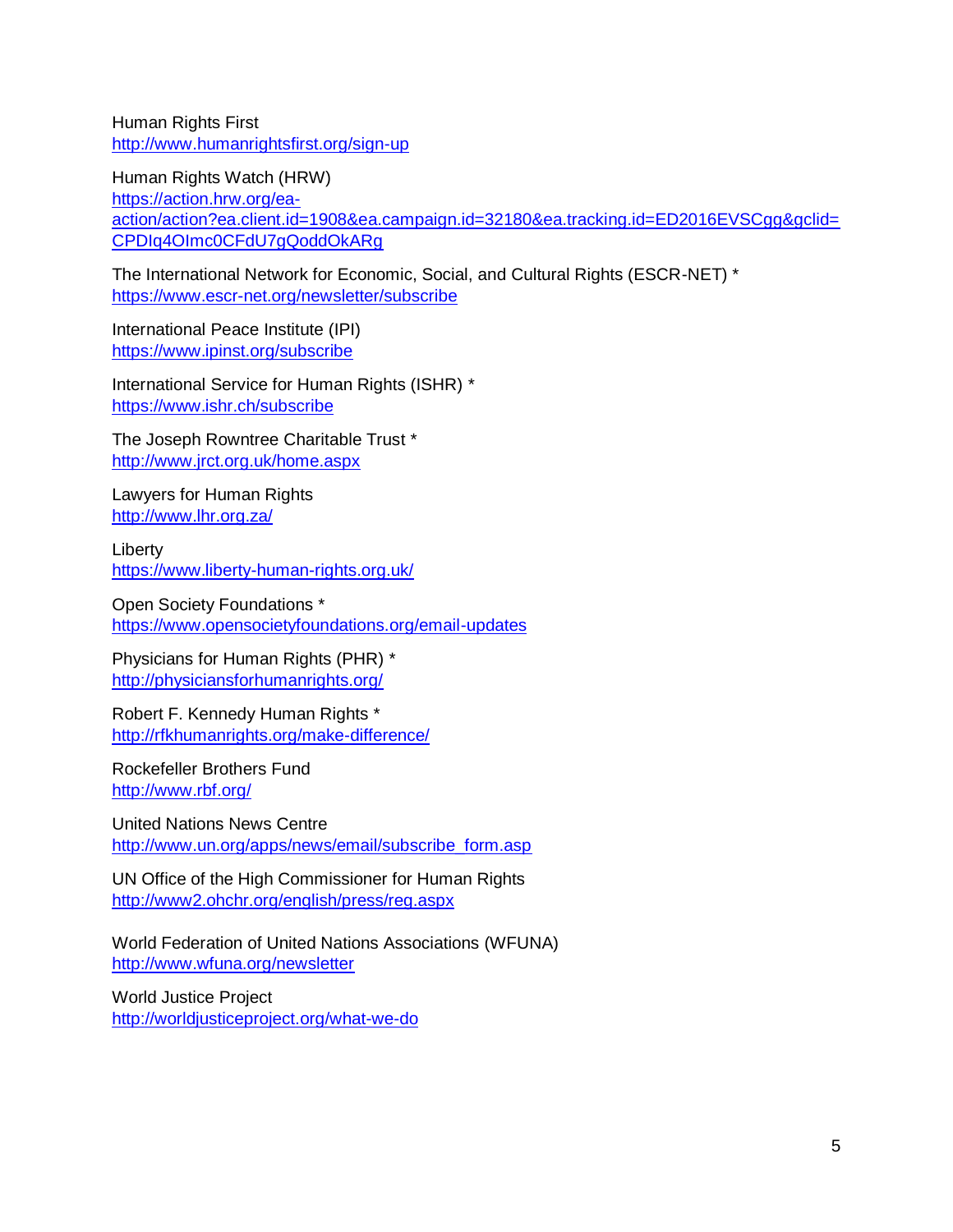Human Rights First
http://www.humanrightsfirst.org/sign-up

Human Rights Watch (HRW)
https://action.hrw.org/ea-action/action?ea.client.id=1908&ea.campaign.id=32180&ea.tracking.id=ED2016EVSCgg&gclid=CPDIq4OImc0CFdU7gQoddOkARg

The International Network for Economic, Social, and Cultural Rights (ESCR-NET) *
https://www.escr-net.org/newsletter/subscribe

International Peace Institute (IPI)
https://www.ipinst.org/subscribe

International Service for Human Rights (ISHR) *
https://www.ishr.ch/subscribe

The Joseph Rowntree Charitable Trust *
http://www.jrct.org.uk/home.aspx

Lawyers for Human Rights
http://www.lhr.org.za/

Liberty
https://www.liberty-human-rights.org.uk/

Open Society Foundations *
https://www.opensocietyfoundations.org/email-updates

Physicians for Human Rights (PHR) *
http://physiciansforhumanrights.org/

Robert F. Kennedy Human Rights *
http://rfkhumanrights.org/make-difference/

Rockefeller Brothers Fund
http://www.rbf.org/

United Nations News Centre
http://www.un.org/apps/news/email/subscribe_form.asp

UN Office of the High Commissioner for Human Rights
http://www2.ohchr.org/english/press/reg.aspx

World Federation of United Nations Associations (WFUNA)
http://www.wfuna.org/newsletter

World Justice Project
http://worldjusticeproject.org/what-we-do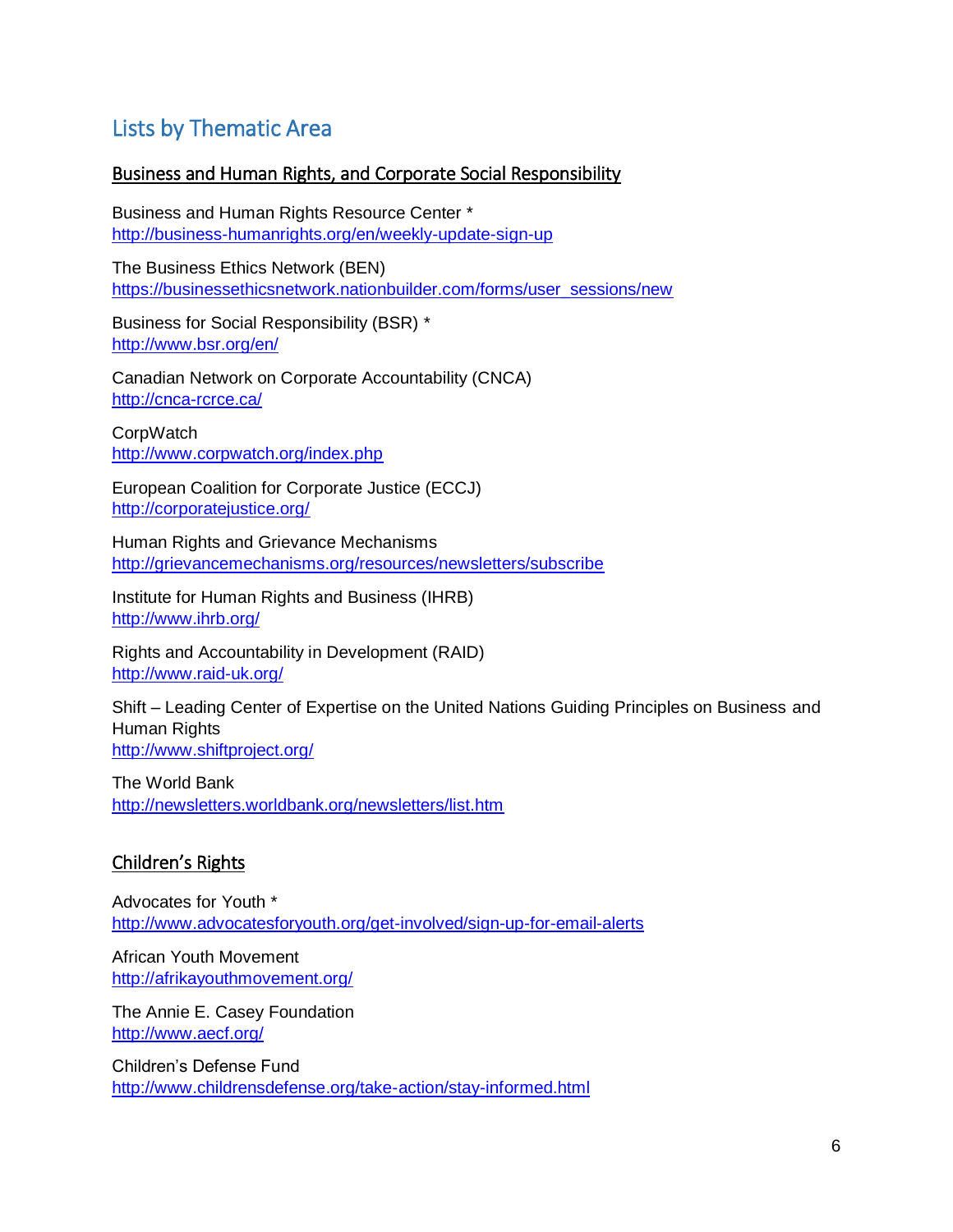## Lists by Thematic Area

### Business and Human Rights, and Corporate Social Responsibility

Business and Human Rights Resource Center *
http://business-humanrights.org/en/weekly-update-sign-up

The Business Ethics Network (BEN)
https://businessethicsnetwork.nationbuilder.com/forms/user_sessions/new

Business for Social Responsibility (BSR) *
http://www.bsr.org/en/

Canadian Network on Corporate Accountability (CNCA)
http://cnca-rcrce.ca/

CorpWatch
http://www.corpwatch.org/index.php

European Coalition for Corporate Justice (ECCJ)
http://corporatejustice.org/

Human Rights and Grievance Mechanisms
http://grievancemechanisms.org/resources/newsletters/subscribe

Institute for Human Rights and Business (IHRB)
http://www.ihrb.org/

Rights and Accountability in Development (RAID)
http://www.raid-uk.org/

Shift – Leading Center of Expertise on the United Nations Guiding Principles on Business and Human Rights
http://www.shiftproject.org/

The World Bank
http://newsletters.worldbank.org/newsletters/list.htm

### Children's Rights

Advocates for Youth *
http://www.advocatesforyouth.org/get-involved/sign-up-for-email-alerts

African Youth Movement
http://afrikayouthmovement.org/

The Annie E. Casey Foundation
http://www.aecf.org/

Children's Defense Fund
http://www.childrensdefense.org/take-action/stay-informed.html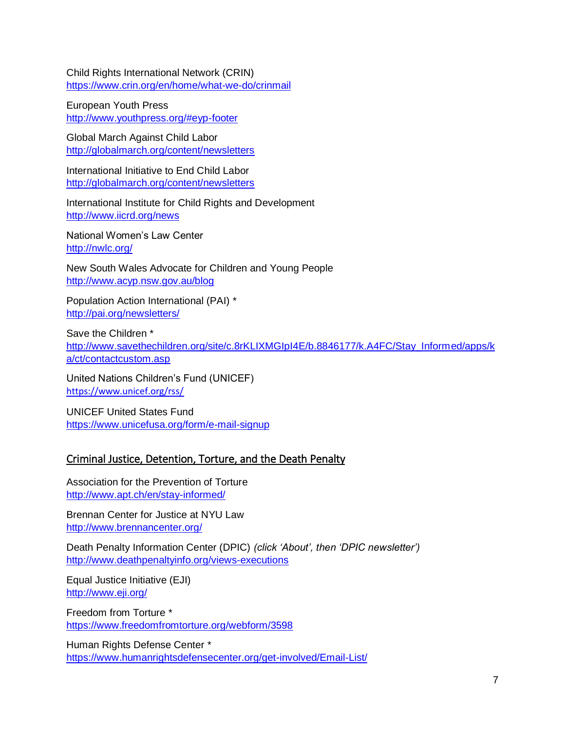Child Rights International Network (CRIN)
https://www.crin.org/en/home/what-we-do/crinmail

European Youth Press
http://www.youthpress.org/#eyp-footer

Global March Against Child Labor
http://globalmarch.org/content/newsletters

International Initiative to End Child Labor
http://globalmarch.org/content/newsletters

International Institute for Child Rights and Development
http://www.iicrd.org/news

National Women's Law Center
http://nwlc.org/

New South Wales Advocate for Children and Young People
http://www.acyp.nsw.gov.au/blog

Population Action International (PAI) *
http://pai.org/newsletters/

Save the Children *
http://www.savethechildren.org/site/c.8rKLIXMGIpI4E/b.8846177/k.A4FC/Stay_Informed/apps/ka/ct/contactcustom.asp

United Nations Children's Fund (UNICEF)
https://www.unicef.org/rss/

UNICEF United States Fund
https://www.unicefusa.org/form/e-mail-signup

## Criminal Justice, Detention, Torture, and the Death Penalty

Association for the Prevention of Torture
http://www.apt.ch/en/stay-informed/

Brennan Center for Justice at NYU Law
http://www.brennancenter.org/

Death Penalty Information Center (DPIC) *(click 'About', then 'DPIC newsletter')*
http://www.deathpenaltyinfo.org/views-executions

Equal Justice Initiative (EJI)
http://www.eji.org/

Freedom from Torture *
https://www.freedomfromtorture.org/webform/3598

Human Rights Defense Center *
https://www.humanrightsdefensecenter.org/get-involved/Email-List/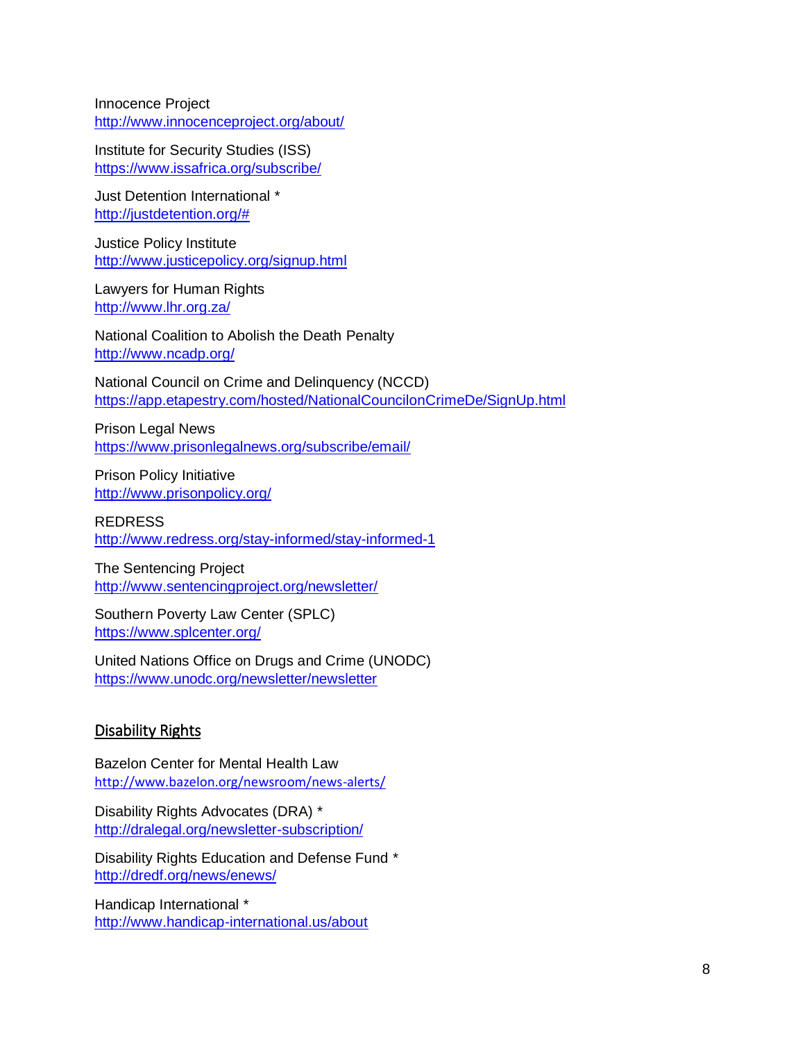Innocence Project
http://www.innocenceproject.org/about/

Institute for Security Studies (ISS)
https://www.issafrica.org/subscribe/

Just Detention International *
http://justdetention.org/#

Justice Policy Institute
http://www.justicepolicy.org/signup.html

Lawyers for Human Rights
http://www.lhr.org.za/

National Coalition to Abolish the Death Penalty
http://www.ncadp.org/

National Council on Crime and Delinquency (NCCD)
https://app.etapestry.com/hosted/NationalCouncilonCrimeDe/SignUp.html

Prison Legal News
https://www.prisonlegalnews.org/subscribe/email/

Prison Policy Initiative
http://www.prisonpolicy.org/

REDRESS
http://www.redress.org/stay-informed/stay-informed-1

The Sentencing Project
http://www.sentencingproject.org/newsletter/

Southern Poverty Law Center (SPLC)
https://www.splcenter.org/

United Nations Office on Drugs and Crime (UNODC)
https://www.unodc.org/newsletter/newsletter

## Disability Rights

Bazelon Center for Mental Health Law
http://www.bazelon.org/newsroom/news-alerts/

Disability Rights Advocates (DRA) *
http://dralegal.org/newsletter-subscription/

Disability Rights Education and Defense Fund *
http://dredf.org/news/enews/

Handicap International *
http://www.handicap-international.us/about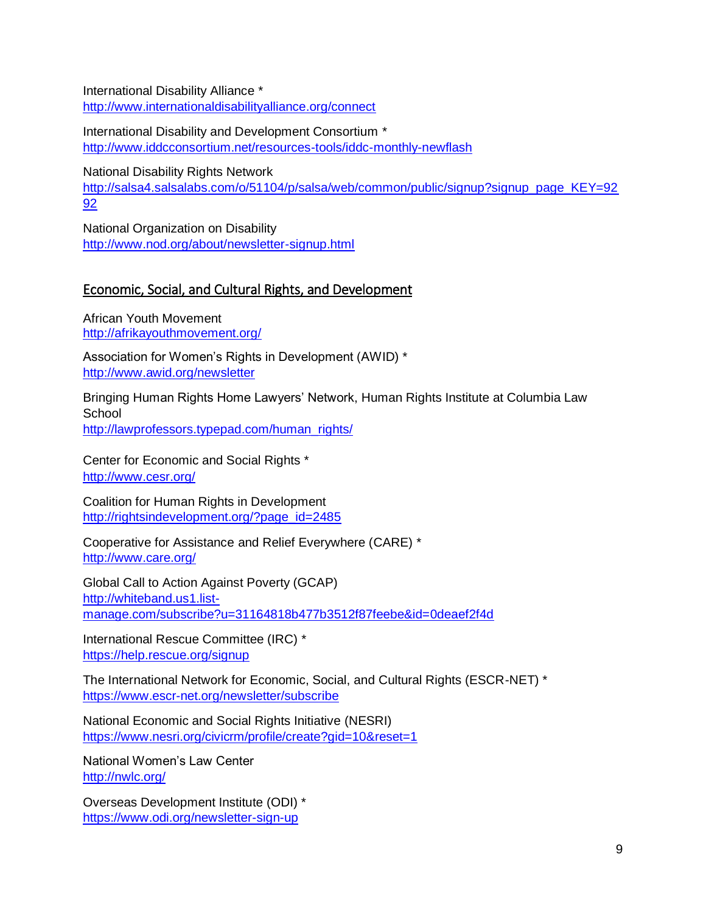International Disability Alliance *
http://www.internationaldisabilityalliance.org/connect

International Disability and Development Consortium *
http://www.iddcconsortium.net/resources-tools/iddc-monthly-newflash

National Disability Rights Network
http://salsa4.salsalabs.com/o/51104/p/salsa/web/common/public/signup?signup_page_KEY=9292

National Organization on Disability
http://www.nod.org/about/newsletter-signup.html

## Economic, Social, and Cultural Rights, and Development

African Youth Movement
http://afrikayouthmovement.org/

Association for Women's Rights in Development (AWID) *
http://www.awid.org/newsletter

Bringing Human Rights Home Lawyers' Network, Human Rights Institute at Columbia Law School
http://lawprofessors.typepad.com/human_rights/

Center for Economic and Social Rights *
http://www.cesr.org/

Coalition for Human Rights in Development
http://rightsindevelopment.org/?page_id=2485

Cooperative for Assistance and Relief Everywhere (CARE) *
http://www.care.org/

Global Call to Action Against Poverty (GCAP)
http://whiteband.us1.list-manage.com/subscribe?u=31164818b477b3512f87feebe&id=0deaef2f4d

International Rescue Committee (IRC) *
https://help.rescue.org/signup

The International Network for Economic, Social, and Cultural Rights (ESCR-NET) *
https://www.escr-net.org/newsletter/subscribe

National Economic and Social Rights Initiative (NESRI)
https://www.nesri.org/civicrm/profile/create?gid=10&reset=1

National Women's Law Center
http://nwlc.org/

Overseas Development Institute (ODI) *
https://www.odi.org/newsletter-sign-up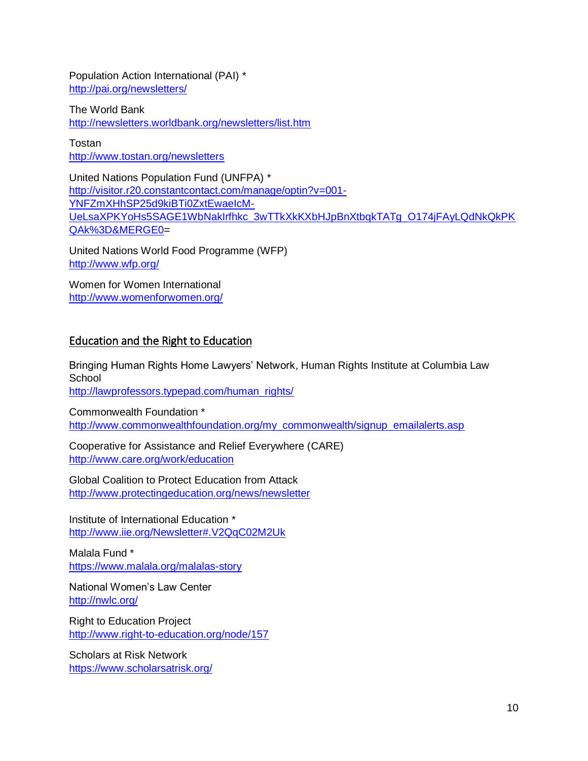Population Action International (PAI) *
http://pai.org/newsletters/

The World Bank
http://newsletters.worldbank.org/newsletters/list.htm

Tostan
http://www.tostan.org/newsletters

United Nations Population Fund (UNFPA) *
http://visitor.r20.constantcontact.com/manage/optin?v=001-YNFZmXHhSP25d9kiBTi0ZxtEwaeIcM-UeLsaXPKYoHs5SAGE1WbNakIrfhkc_3wTTkXkKXbHJpBnXtbqkTATg_O174jFAyLQdNkQkPKQAk%3D&MERGE0=

United Nations World Food Programme (WFP)
http://www.wfp.org/

Women for Women International
http://www.womenforwomen.org/

## Education and the Right to Education

Bringing Human Rights Home Lawyers' Network, Human Rights Institute at Columbia Law School
http://lawprofessors.typepad.com/human_rights/

Commonwealth Foundation *
http://www.commonwealthfoundation.org/my_commonwealth/signup_emailalerts.asp

Cooperative for Assistance and Relief Everywhere (CARE)
http://www.care.org/work/education

Global Coalition to Protect Education from Attack
http://www.protectingeducation.org/news/newsletter

Institute of International Education *
http://www.iie.org/Newsletter#.V2QqC02M2Uk

Malala Fund *
https://www.malala.org/malalas-story

National Women's Law Center
http://nwlc.org/

Right to Education Project
http://www.right-to-education.org/node/157

Scholars at Risk Network
https://www.scholarsatrisk.org/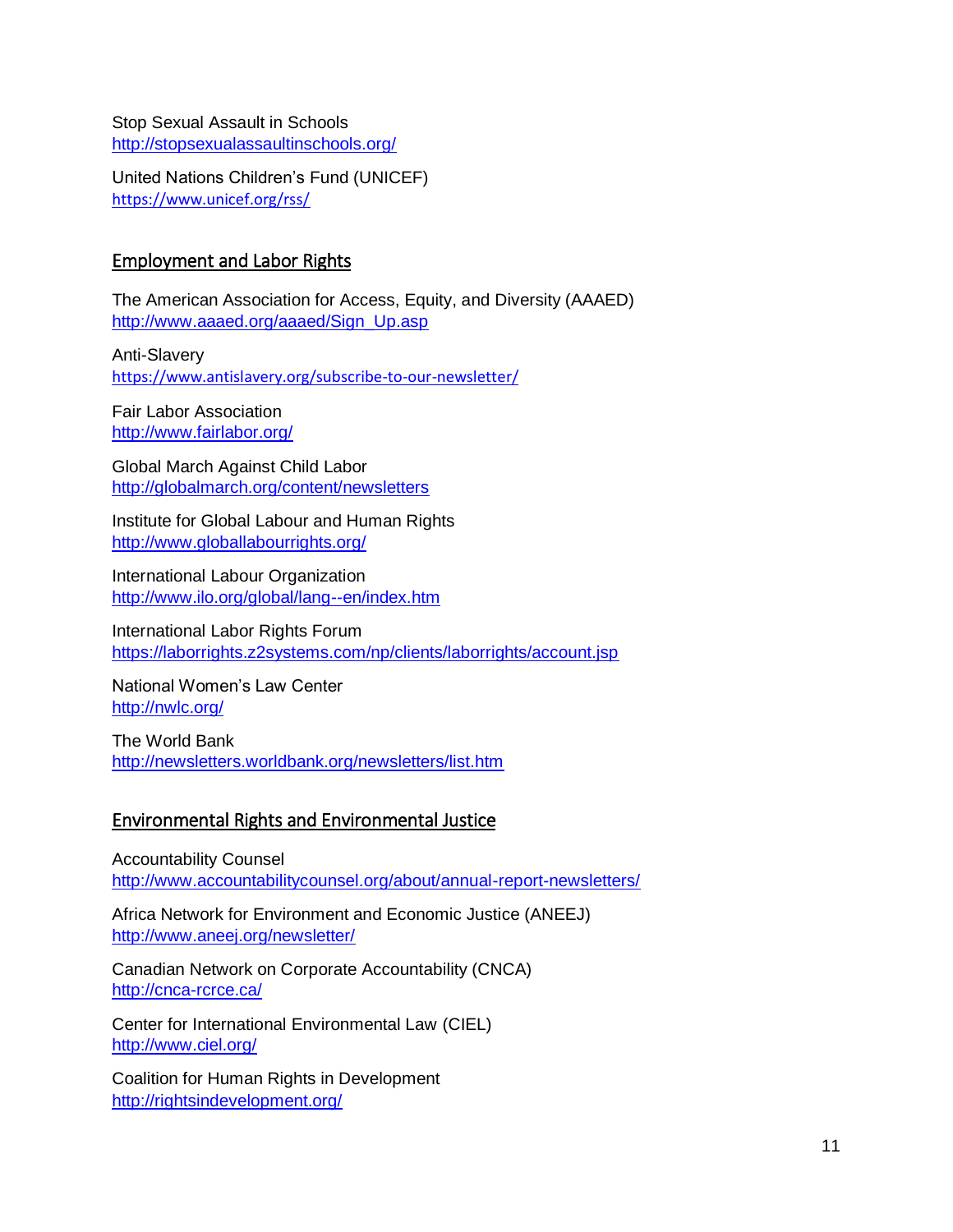Stop Sexual Assault in Schools
http://stopsexualassaultinschools.org/

United Nations Children's Fund (UNICEF)
https://www.unicef.org/rss/

## Employment and Labor Rights

The American Association for Access, Equity, and Diversity (AAAED)
http://www.aaaed.org/aaaed/Sign_Up.asp

Anti-Slavery
https://www.antislavery.org/subscribe-to-our-newsletter/

Fair Labor Association
http://www.fairlabor.org/

Global March Against Child Labor
http://globalmarch.org/content/newsletters

Institute for Global Labour and Human Rights
http://www.globallabourrights.org/

International Labour Organization
http://www.ilo.org/global/lang--en/index.htm

International Labor Rights Forum
https://laborrights.z2systems.com/np/clients/laborrights/account.jsp

National Women's Law Center
http://nwlc.org/

The World Bank
http://newsletters.worldbank.org/newsletters/list.htm

## Environmental Rights and Environmental Justice

Accountability Counsel
http://www.accountabilitycounsel.org/about/annual-report-newsletters/

Africa Network for Environment and Economic Justice (ANEEJ)
http://www.aneej.org/newsletter/

Canadian Network on Corporate Accountability (CNCA)
http://cnca-rcrce.ca/

Center for International Environmental Law (CIEL)
http://www.ciel.org/

Coalition for Human Rights in Development
http://rightsindevelopment.org/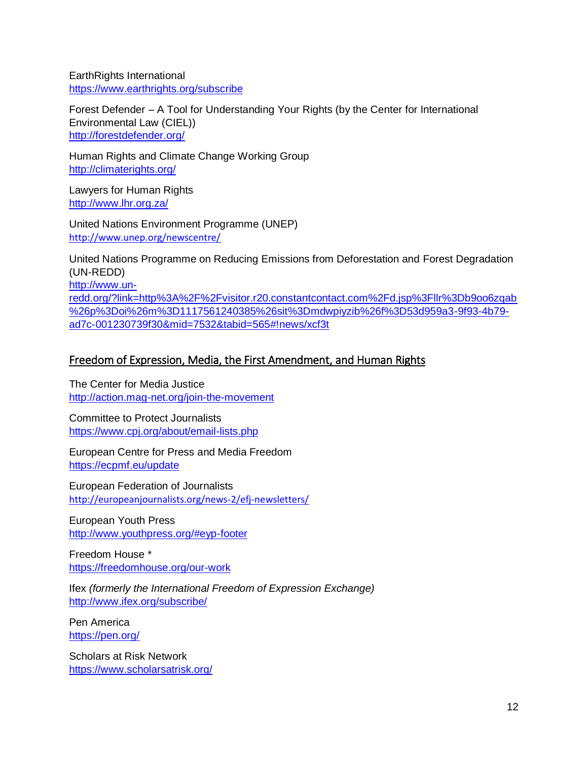EarthRights International
https://www.earthrights.org/subscribe

Forest Defender – A Tool for Understanding Your Rights (by the Center for International Environmental Law (CIEL))
http://forestdefender.org/

Human Rights and Climate Change Working Group
http://climaterights.org/

Lawyers for Human Rights
http://www.lhr.org.za/

United Nations Environment Programme (UNEP)
http://www.unep.org/newscentre/

United Nations Programme on Reducing Emissions from Deforestation and Forest Degradation (UN-REDD)
http://www.un-redd.org/?link=http%3A%2F%2Fvisitor.r20.constantcontact.com%2Fd.jsp%3Fllr%3Db9oo6zqab%26p%3Doi%26m%3D1117561240385%26sit%3Dmdwpiyzib%26f%3D53d959a3-9f93-4b79-ad7c-001230739f30&mid=7532&tabid=565#!news/xcf3t

## Freedom of Expression, Media, the First Amendment, and Human Rights

The Center for Media Justice
http://action.mag-net.org/join-the-movement

Committee to Protect Journalists
https://www.cpj.org/about/email-lists.php

European Centre for Press and Media Freedom
https://ecpmf.eu/update

European Federation of Journalists
http://europeanjournalists.org/news-2/efj-newsletters/

European Youth Press
http://www.youthpress.org/#eyp-footer

Freedom House *
https://freedomhouse.org/our-work

Ifex *(formerly the International Freedom of Expression Exchange)*
http://www.ifex.org/subscribe/

Pen America
https://pen.org/

Scholars at Risk Network
https://www.scholarsatrisk.org/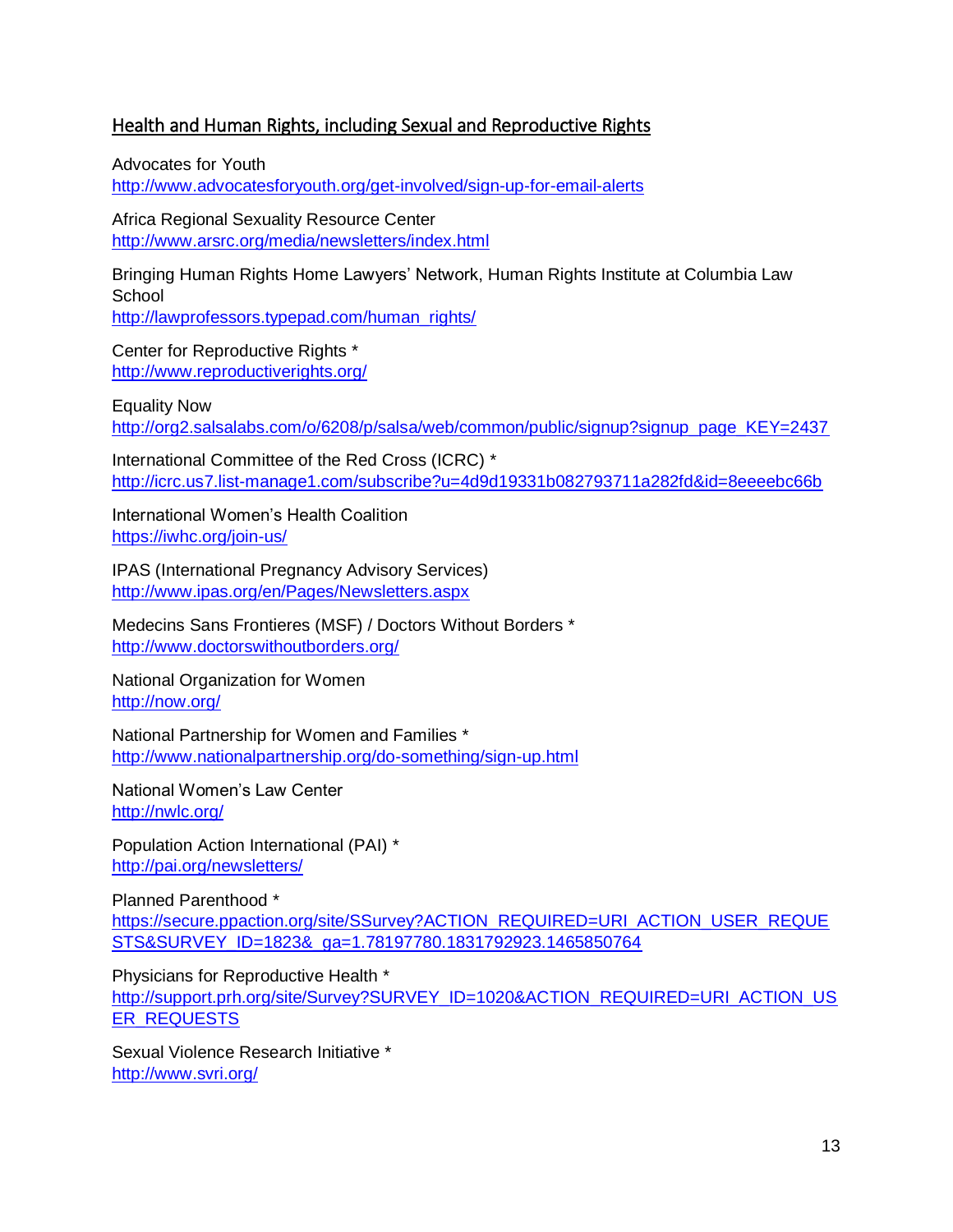## Health and Human Rights, including Sexual and Reproductive Rights

Advocates for Youth
http://www.advocatesforyouth.org/get-involved/sign-up-for-email-alerts

Africa Regional Sexuality Resource Center
http://www.arsrc.org/media/newsletters/index.html

Bringing Human Rights Home Lawyers' Network, Human Rights Institute at Columbia Law School
http://lawprofessors.typepad.com/human_rights/

Center for Reproductive Rights *
http://www.reproductiverights.org/

Equality Now
http://org2.salsalabs.com/o/6208/p/salsa/web/common/public/signup?signup_page_KEY=2437

International Committee of the Red Cross (ICRC) *
http://icrc.us7.list-manage1.com/subscribe?u=4d9d19331b082793711a282fd&id=8eeeebc66b

International Women's Health Coalition
https://iwhc.org/join-us/

IPAS (International Pregnancy Advisory Services)
http://www.ipas.org/en/Pages/Newsletters.aspx

Medecins Sans Frontieres (MSF) / Doctors Without Borders *
http://www.doctorswithoutborders.org/

National Organization for Women
http://now.org/

National Partnership for Women and Families *
http://www.nationalpartnership.org/do-something/sign-up.html

National Women's Law Center
http://nwlc.org/

Population Action International (PAI) *
http://pai.org/newsletters/

Planned Parenthood *
https://secure.ppaction.org/site/SSurvey?ACTION_REQUIRED=URI_ACTION_USER_REQUESTS&SURVEY_ID=1823&_ga=1.78197780.1831792923.1465850764

Physicians for Reproductive Health *
http://support.prh.org/site/Survey?SURVEY_ID=1020&ACTION_REQUIRED=URI_ACTION_USER_REQUESTS

Sexual Violence Research Initiative *
http://www.svri.org/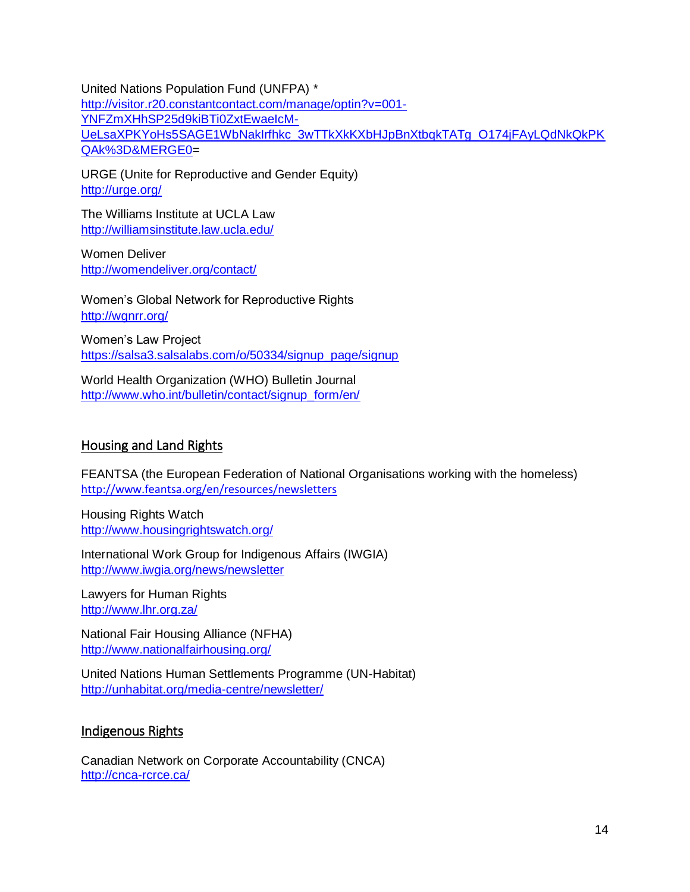United Nations Population Fund (UNFPA) *
http://visitor.r20.constantcontact.com/manage/optin?v=001-YNFZmXHhSP25d9kiBTi0ZxtEwaeIcM-UeLsaXPKYoHs5SAGE1WbNakIrfhkc_3wTTkXkKXbHJpBnXtbqkTATg_O174jFAyLQdNkQkPKQAk%3D&MERGE0=

URGE (Unite for Reproductive and Gender Equity)
http://urge.org/

The Williams Institute at UCLA Law
http://williamsinstitute.law.ucla.edu/

Women Deliver
http://womendeliver.org/contact/

Women's Global Network for Reproductive Rights
http://wgnrr.org/

Women's Law Project
https://salsa3.salsalabs.com/o/50334/signup_page/signup

World Health Organization (WHO) Bulletin Journal
http://www.who.int/bulletin/contact/signup_form/en/

## Housing and Land Rights

FEANTSA (the European Federation of National Organisations working with the homeless)
http://www.feantsa.org/en/resources/newsletters

Housing Rights Watch
http://www.housingrightswatch.org/

International Work Group for Indigenous Affairs (IWGIA)
http://www.iwgia.org/news/newsletter

Lawyers for Human Rights
http://www.lhr.org.za/

National Fair Housing Alliance (NFHA)
http://www.nationalfairhousing.org/

United Nations Human Settlements Programme (UN-Habitat)
http://unhabitat.org/media-centre/newsletter/

## Indigenous Rights

Canadian Network on Corporate Accountability (CNCA)
http://cnca-rcrce.ca/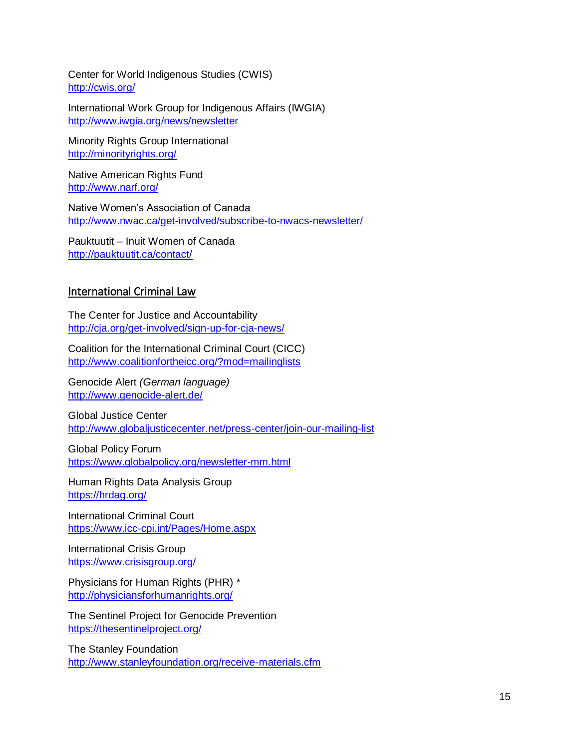Center for World Indigenous Studies (CWIS)
http://cwis.org/

International Work Group for Indigenous Affairs (IWGIA)
http://www.iwgia.org/news/newsletter

Minority Rights Group International
http://minorityrights.org/

Native American Rights Fund
http://www.narf.org/

Native Women's Association of Canada
http://www.nwac.ca/get-involved/subscribe-to-nwacs-newsletter/

Pauktuutit – Inuit Women of Canada
http://pauktuutit.ca/contact/

## International Criminal Law

The Center for Justice and Accountability
http://cja.org/get-involved/sign-up-for-cja-news/

Coalition for the International Criminal Court (CICC)
http://www.coalitionfortheicc.org/?mod=mailinglists

Genocide Alert *(German language)*
http://www.genocide-alert.de/

Global Justice Center
http://www.globaljusticecenter.net/press-center/join-our-mailing-list

Global Policy Forum
https://www.globalpolicy.org/newsletter-mm.html

Human Rights Data Analysis Group
https://hrdag.org/

International Criminal Court
https://www.icc-cpi.int/Pages/Home.aspx

International Crisis Group
https://www.crisisgroup.org/

Physicians for Human Rights (PHR) *
http://physiciansforhumanrights.org/

The Sentinel Project for Genocide Prevention
https://thesentinelproject.org/

The Stanley Foundation
http://www.stanleyfoundation.org/receive-materials.cfm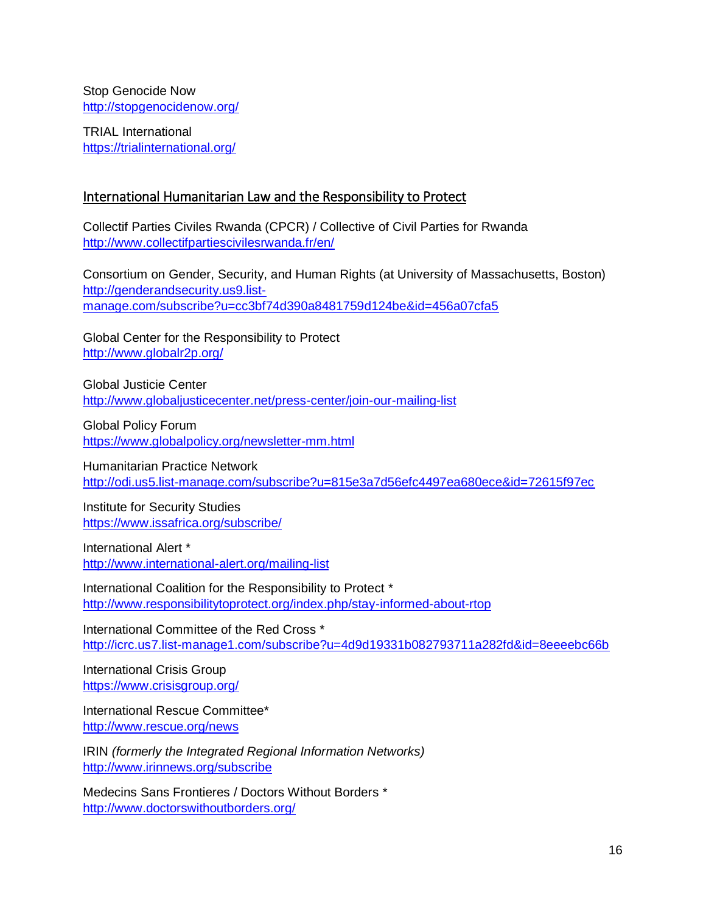Stop Genocide Now
http://stopgenocidenow.org/

TRIAL International
https://trialinternational.org/

## International Humanitarian Law and the Responsibility to Protect

Collectif Parties Civiles Rwanda (CPCR) / Collective of Civil Parties for Rwanda
http://www.collectifpartiescivilesrwanda.fr/en/

Consortium on Gender, Security, and Human Rights (at University of Massachusetts, Boston)
http://genderandsecurity.us9.list-manage.com/subscribe?u=cc3bf74d390a8481759d124be&id=456a07cfa5

Global Center for the Responsibility to Protect
http://www.globalr2p.org/

Global Justicie Center
http://www.globaljusticecenter.net/press-center/join-our-mailing-list

Global Policy Forum
https://www.globalpolicy.org/newsletter-mm.html

Humanitarian Practice Network
http://odi.us5.list-manage.com/subscribe?u=815e3a7d56efc4497ea680ece&id=72615f97ec

Institute for Security Studies
https://www.issafrica.org/subscribe/

International Alert *
http://www.international-alert.org/mailing-list

International Coalition for the Responsibility to Protect *
http://www.responsibilitytoprotect.org/index.php/stay-informed-about-rtop

International Committee of the Red Cross *
http://icrc.us7.list-manage1.com/subscribe?u=4d9d19331b082793711a282fd&id=8eeeebc66b

International Crisis Group
https://www.crisisgroup.org/

International Rescue Committee*
http://www.rescue.org/news

IRIN *(formerly the Integrated Regional Information Networks)*
http://www.irinnews.org/subscribe

Medecins Sans Frontieres / Doctors Without Borders *
http://www.doctorswithoutborders.org/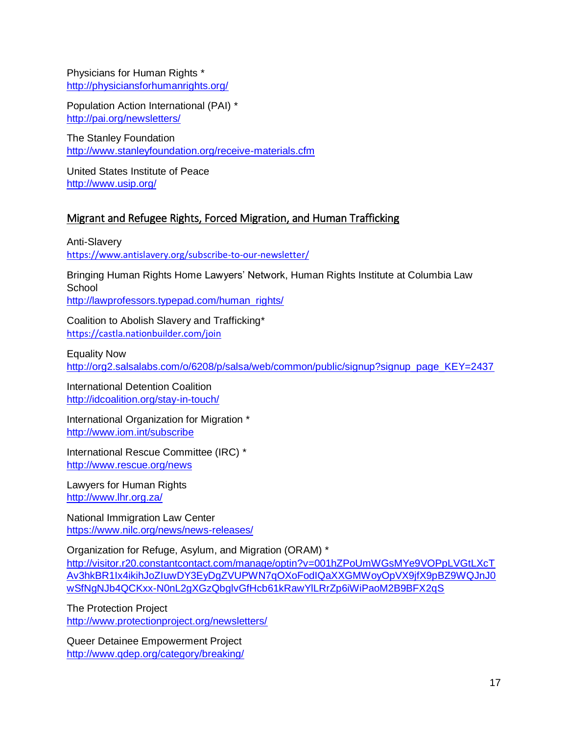Physicians for Human Rights *
http://physiciansforhumanrights.org/

Population Action International (PAI) *
http://pai.org/newsletters/

The Stanley Foundation
http://www.stanleyfoundation.org/receive-materials.cfm

United States Institute of Peace
http://www.usip.org/

## Migrant and Refugee Rights, Forced Migration, and Human Trafficking

Anti-Slavery
https://www.antislavery.org/subscribe-to-our-newsletter/

Bringing Human Rights Home Lawyers' Network, Human Rights Institute at Columbia Law School
http://lawprofessors.typepad.com/human_rights/

Coalition to Abolish Slavery and Trafficking*
https://castla.nationbuilder.com/join

Equality Now
http://org2.salsalabs.com/o/6208/p/salsa/web/common/public/signup?signup_page_KEY=2437

International Detention Coalition
http://idcoalition.org/stay-in-touch/

International Organization for Migration *
http://www.iom.int/subscribe

International Rescue Committee (IRC) *
http://www.rescue.org/news

Lawyers for Human Rights
http://www.lhr.org.za/

National Immigration Law Center
https://www.nilc.org/news/news-releases/

Organization for Refuge, Asylum, and Migration (ORAM) *
http://visitor.r20.constantcontact.com/manage/optin?v=001hZPoUmWGsMYe9VOPpLVGtLXcTAv3hkBR1Ix4ikihJoZIuwDY3EyDgZVUPWN7qOXoFodIQaXXGMWoyOpVX9jfX9pBZ9WQJnJ0wSfNgNJb4QCKxx-N0nL2gXGzQbglvGfHcb61kRawYlLRrZp6iWiPaoM2B9BFX2qS

The Protection Project
http://www.protectionproject.org/newsletters/

Queer Detainee Empowerment Project
http://www.qdep.org/category/breaking/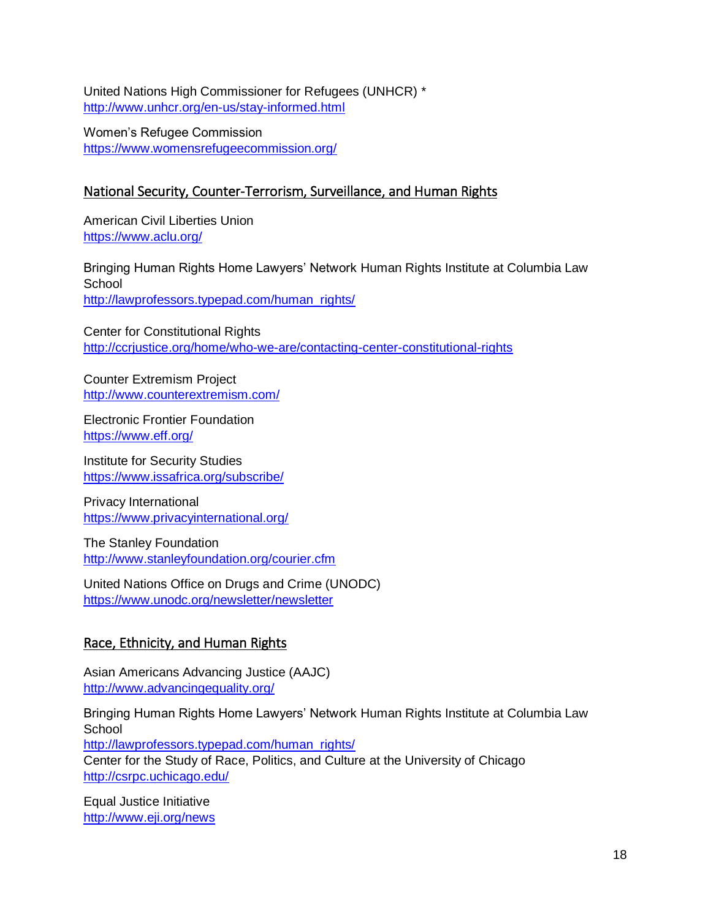United Nations High Commissioner for Refugees (UNHCR) *
http://www.unhcr.org/en-us/stay-informed.html

Women's Refugee Commission
https://www.womensrefugeecommission.org/

## National Security, Counter-Terrorism, Surveillance, and Human Rights

American Civil Liberties Union
https://www.aclu.org/

Bringing Human Rights Home Lawyers' Network Human Rights Institute at Columbia Law School
http://lawprofessors.typepad.com/human_rights/

Center for Constitutional Rights
http://ccrjustice.org/home/who-we-are/contacting-center-constitutional-rights

Counter Extremism Project
http://www.counterextremism.com/

Electronic Frontier Foundation
https://www.eff.org/

Institute for Security Studies
https://www.issafrica.org/subscribe/

Privacy International
https://www.privacyinternational.org/

The Stanley Foundation
http://www.stanleyfoundation.org/courier.cfm

United Nations Office on Drugs and Crime (UNODC)
https://www.unodc.org/newsletter/newsletter

## Race, Ethnicity, and Human Rights

Asian Americans Advancing Justice (AAJC)
http://www.advancingequality.org/

Bringing Human Rights Home Lawyers' Network Human Rights Institute at Columbia Law School
http://lawprofessors.typepad.com/human_rights/
Center for the Study of Race, Politics, and Culture at the University of Chicago
http://csrpc.uchicago.edu/

Equal Justice Initiative
http://www.eji.org/news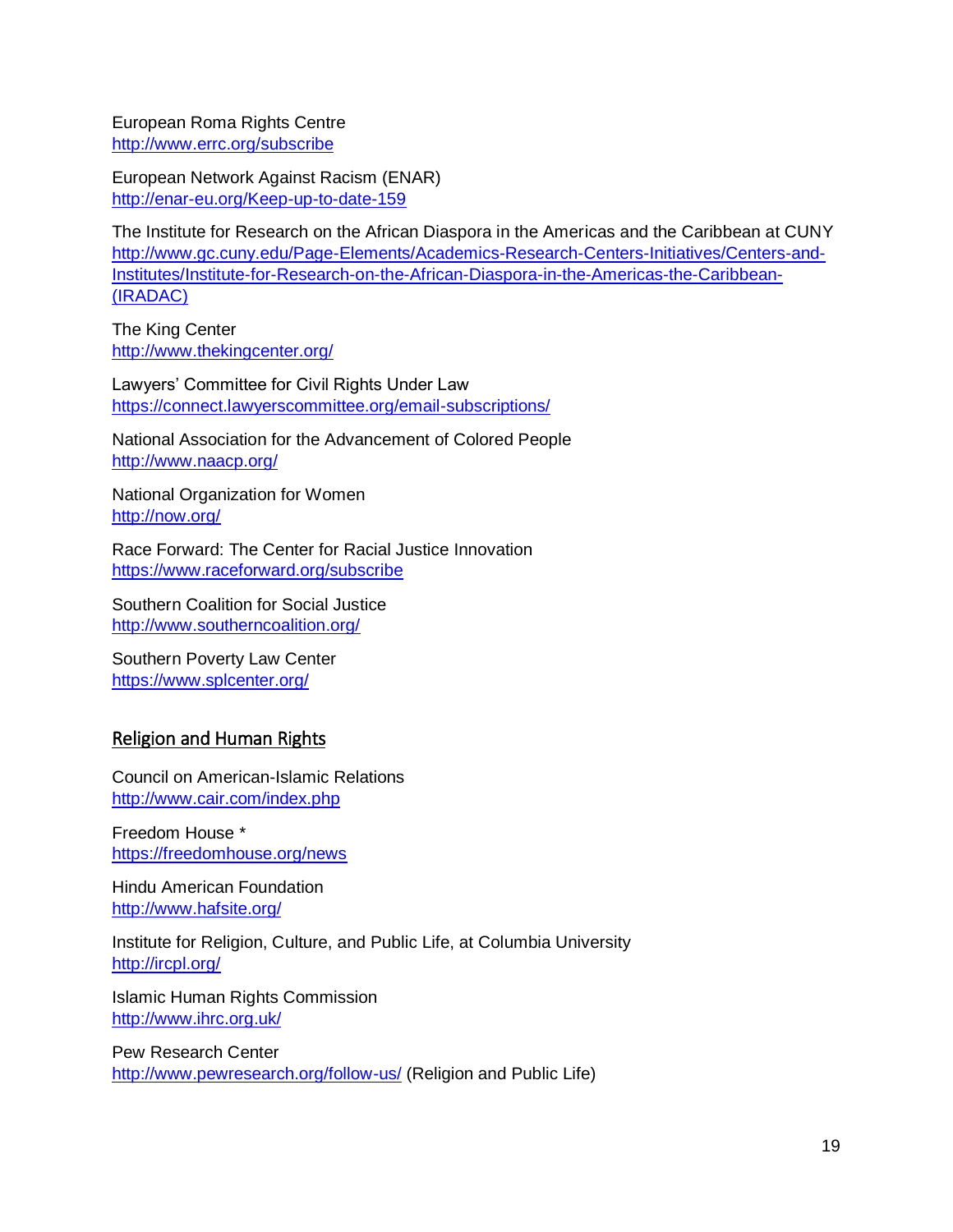European Roma Rights Centre
http://www.errc.org/subscribe

European Network Against Racism (ENAR)
http://enar-eu.org/Keep-up-to-date-159

The Institute for Research on the African Diaspora in the Americas and the Caribbean at CUNY
http://www.gc.cuny.edu/Page-Elements/Academics-Research-Centers-Initiatives/Centers-and-Institutes/Institute-for-Research-on-the-African-Diaspora-in-the-Americas-the-Caribbean-(IRADAC)

The King Center
http://www.thekingcenter.org/

Lawyers' Committee for Civil Rights Under Law
https://connect.lawyerscommittee.org/email-subscriptions/

National Association for the Advancement of Colored People
http://www.naacp.org/

National Organization for Women
http://now.org/

Race Forward: The Center for Racial Justice Innovation
https://www.raceforward.org/subscribe

Southern Coalition for Social Justice
http://www.southerncoalition.org/

Southern Poverty Law Center
https://www.splcenter.org/

## Religion and Human Rights

Council on American-Islamic Relations
http://www.cair.com/index.php

Freedom House *
https://freedomhouse.org/news

Hindu American Foundation
http://www.hafsite.org/

Institute for Religion, Culture, and Public Life, at Columbia University
http://ircpl.org/

Islamic Human Rights Commission
http://www.ihrc.org.uk/

Pew Research Center
http://www.pewresearch.org/follow-us/ (Religion and Public Life)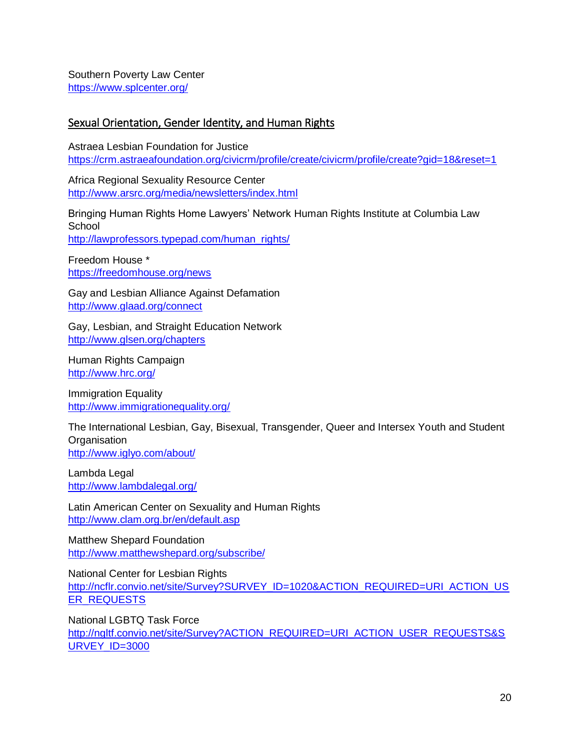Southern Poverty Law Center
https://www.splcenter.org/

## Sexual Orientation, Gender Identity, and Human Rights

Astraea Lesbian Foundation for Justice
https://crm.astraeafoundation.org/civicrm/profile/create/civicrm/profile/create?gid=18&reset=1

Africa Regional Sexuality Resource Center
http://www.arsrc.org/media/newsletters/index.html

Bringing Human Rights Home Lawyers' Network Human Rights Institute at Columbia Law School
http://lawprofessors.typepad.com/human_rights/

Freedom House *
https://freedomhouse.org/news

Gay and Lesbian Alliance Against Defamation
http://www.glaad.org/connect

Gay, Lesbian, and Straight Education Network
http://www.glsen.org/chapters

Human Rights Campaign
http://www.hrc.org/

Immigration Equality
http://www.immigrationequality.org/

The International Lesbian, Gay, Bisexual, Transgender, Queer and Intersex Youth and Student Organisation
http://www.iglyo.com/about/

Lambda Legal
http://www.lambdalegal.org/

Latin American Center on Sexuality and Human Rights
http://www.clam.org.br/en/default.asp

Matthew Shepard Foundation
http://www.matthewshepard.org/subscribe/

National Center for Lesbian Rights
http://ncflr.convio.net/site/Survey?SURVEY_ID=1020&ACTION_REQUIRED=URI_ACTION_USER_REQUESTS

National LGBTQ Task Force
http://ngltf.convio.net/site/Survey?ACTION_REQUIRED=URI_ACTION_USER_REQUESTS&SURVEY_ID=3000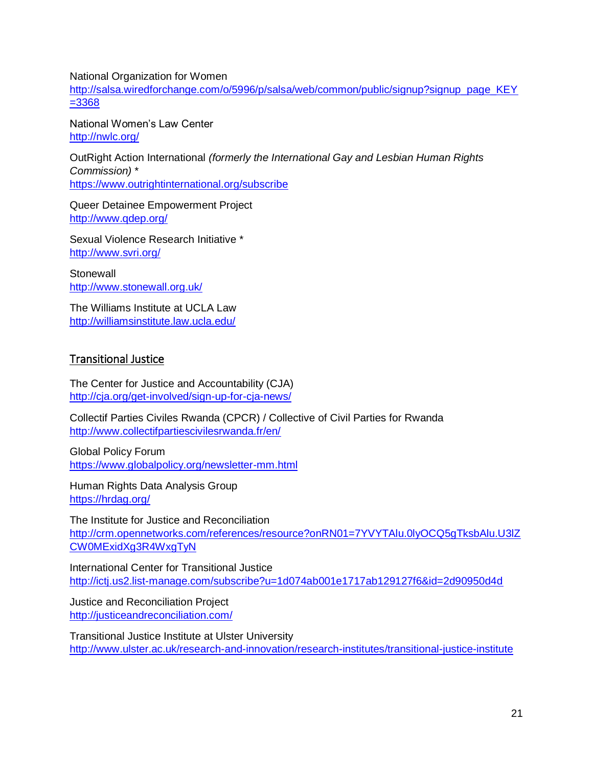National Organization for Women
http://salsa.wiredforchange.com/o/5996/p/salsa/web/common/public/signup?signup_page_KEY=3368

National Women's Law Center
http://nwlc.org/

OutRight Action International *(formerly the International Gay and Lesbian Human Rights Commission)* *
https://www.outrightinternational.org/subscribe

Queer Detainee Empowerment Project
http://www.qdep.org/

Sexual Violence Research Initiative *
http://www.svri.org/

Stonewall
http://www.stonewall.org.uk/

The Williams Institute at UCLA Law
http://williamsinstitute.law.ucla.edu/

## Transitional Justice

The Center for Justice and Accountability (CJA)
http://cja.org/get-involved/sign-up-for-cja-news/

Collectif Parties Civiles Rwanda (CPCR) / Collective of Civil Parties for Rwanda
http://www.collectifpartiescivilesrwanda.fr/en/

Global Policy Forum
https://www.globalpolicy.org/newsletter-mm.html

Human Rights Data Analysis Group
https://hrdag.org/

The Institute for Justice and Reconciliation
http://crm.opennetworks.com/references/resource?onRN01=7YVYTAlu.0lyOCQ5gTksbAlu.U3lZCW0MExidXg3R4WxgTyN

International Center for Transitional Justice
http://ictj.us2.list-manage.com/subscribe?u=1d074ab001e1717ab129127f6&id=2d90950d4d

Justice and Reconciliation Project
http://justiceandreconciliation.com/

Transitional Justice Institute at Ulster University
http://www.ulster.ac.uk/research-and-innovation/research-institutes/transitional-justice-institute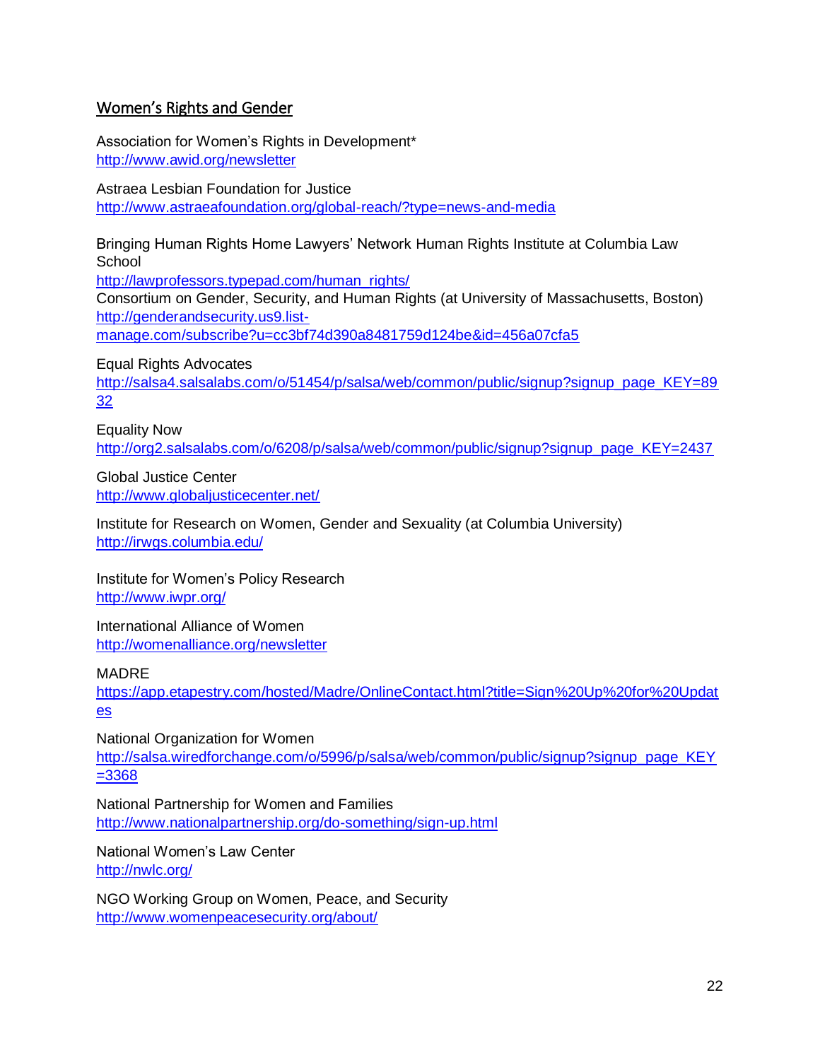## Women's Rights and Gender

Association for Women's Rights in Development*
http://www.awid.org/newsletter

Astraea Lesbian Foundation for Justice
http://www.astraeafoundation.org/global-reach/?type=news-and-media

Bringing Human Rights Home Lawyers' Network Human Rights Institute at Columbia Law School
http://lawprofessors.typepad.com/human_rights/

Consortium on Gender, Security, and Human Rights (at University of Massachusetts, Boston)
http://genderandsecurity.us9.list-manage.com/subscribe?u=cc3bf74d390a8481759d124be&id=456a07cfa5

Equal Rights Advocates
http://salsa4.salsalabs.com/o/51454/p/salsa/web/common/public/signup?signup_page_KEY=8932

Equality Now
http://org2.salsalabs.com/o/6208/p/salsa/web/common/public/signup?signup_page_KEY=2437

Global Justice Center
http://www.globaljusticecenter.net/

Institute for Research on Women, Gender and Sexuality (at Columbia University)
http://irwgs.columbia.edu/

Institute for Women's Policy Research
http://www.iwpr.org/

International Alliance of Women
http://womenalliance.org/newsletter

MADRE
https://app.etapestry.com/hosted/Madre/OnlineContact.html?title=Sign%20Up%20for%20Updates

National Organization for Women
http://salsa.wiredforchange.com/o/5996/p/salsa/web/common/public/signup?signup_page_KEY=3368

National Partnership for Women and Families
http://www.nationalpartnership.org/do-something/sign-up.html

National Women's Law Center
http://nwlc.org/

NGO Working Group on Women, Peace, and Security
http://www.womenpeacesecurity.org/about/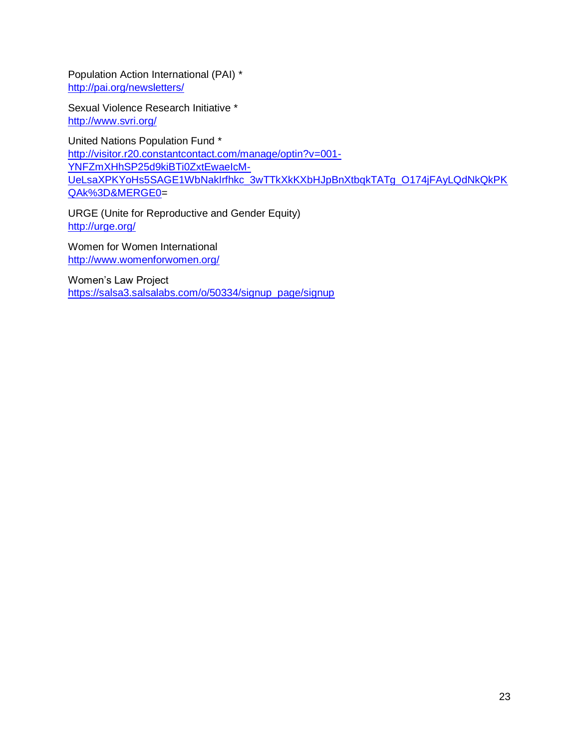Population Action International (PAI) *
http://pai.org/newsletters/

Sexual Violence Research Initiative *
http://www.svri.org/

United Nations Population Fund *
http://visitor.r20.constantcontact.com/manage/optin?v=001-YNFZmXHhSP25d9kiBTi0ZxtEwaeIcM-UeLsaXPKYoHs5SAGE1WbNakIrfhkc_3wTTkXkKXbHJpBnXtbqkTATg_O174jFAyLQdNkQkPKQAk%3D&MERGE0=

URGE (Unite for Reproductive and Gender Equity)
http://urge.org/

Women for Women International
http://www.womenforwomen.org/

Women's Law Project
https://salsa3.salsalabs.com/o/50334/signup_page/signup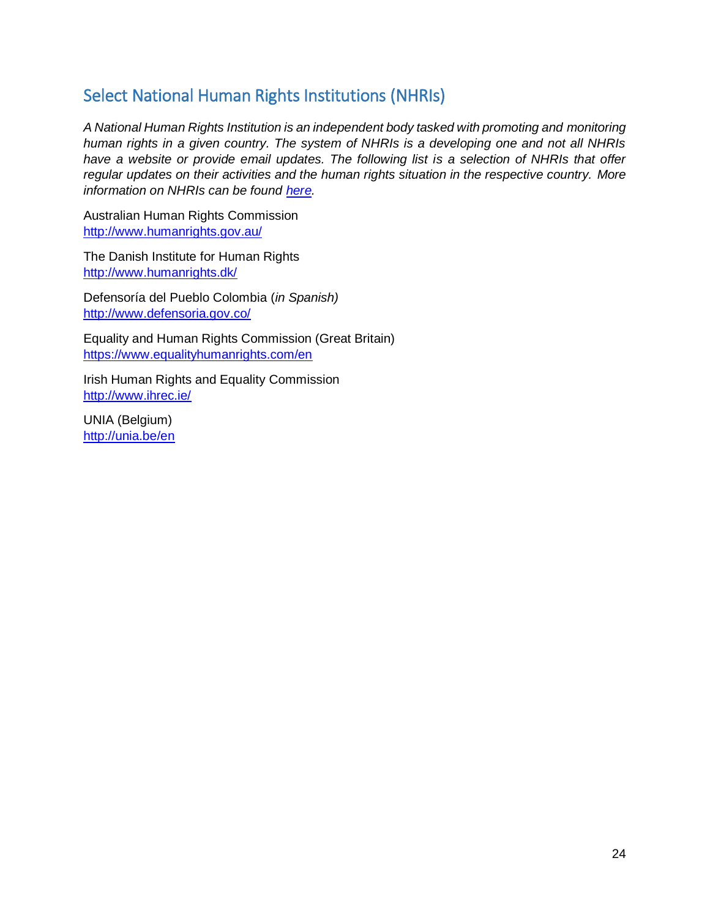## Select National Human Rights Institutions (NHRIs)

*A National Human Rights Institution is an independent body tasked with promoting and monitoring human rights in a given country. The system of NHRIs is a developing one and not all NHRIs have a website or provide email updates. The following list is a selection of NHRIs that offer regular updates on their activities and the human rights situation in the respective country. More information on NHRIs can be found [here](#).*

Australian Human Rights Commission
http://www.humanrights.gov.au/

The Danish Institute for Human Rights
http://www.humanrights.dk/

Defensoría del Pueblo Colombia (*in Spanish)*
http://www.defensoria.gov.co/

Equality and Human Rights Commission (Great Britain)
https://www.equalityhumanrights.com/en

Irish Human Rights and Equality Commission
http://www.ihrec.ie/

UNIA (Belgium)
http://unia.be/en